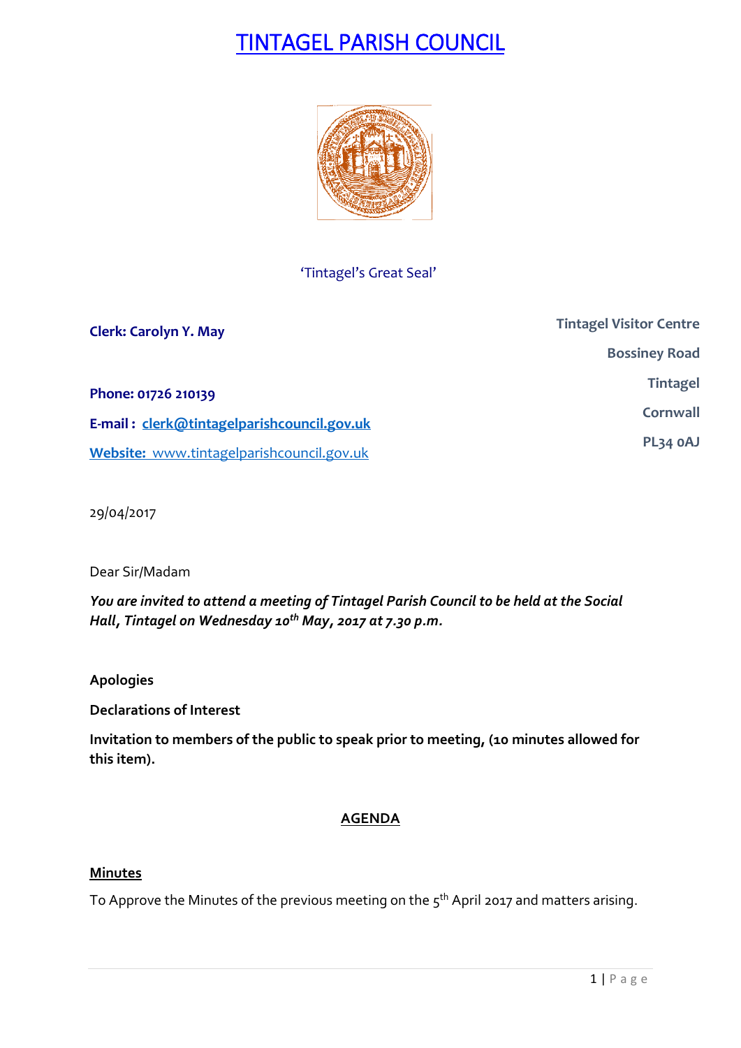# TINTAGEL PARISH COUNCIL

'Tintagel's Great Seal'

**Clerk: Carolyn Y. May**

**Tintagel Visitor Centre**
**Bossiney Road**
**Tintagel**
**Cornwall**
**PL34 0AJ**

**Phone: 01726 210139**

**E-mail : clerk@tintagelparishcouncil.gov.uk**

**Website:** www.tintagelparishcouncil.gov.uk

29/04/2017

Dear Sir/Madam

***You are invited to attend a meeting of Tintagel Parish Council to be held at the Social Hall, Tintagel on Wednesday 10th May, 2017 at 7.30 p.m.***

**Apologies**

**Declarations of Interest**

**Invitation to members of the public to speak prior to meeting, (10 minutes allowed for this item).**

## AGENDA

### Minutes

To Approve the Minutes of the previous meeting on the 5th April 2017 and matters arising.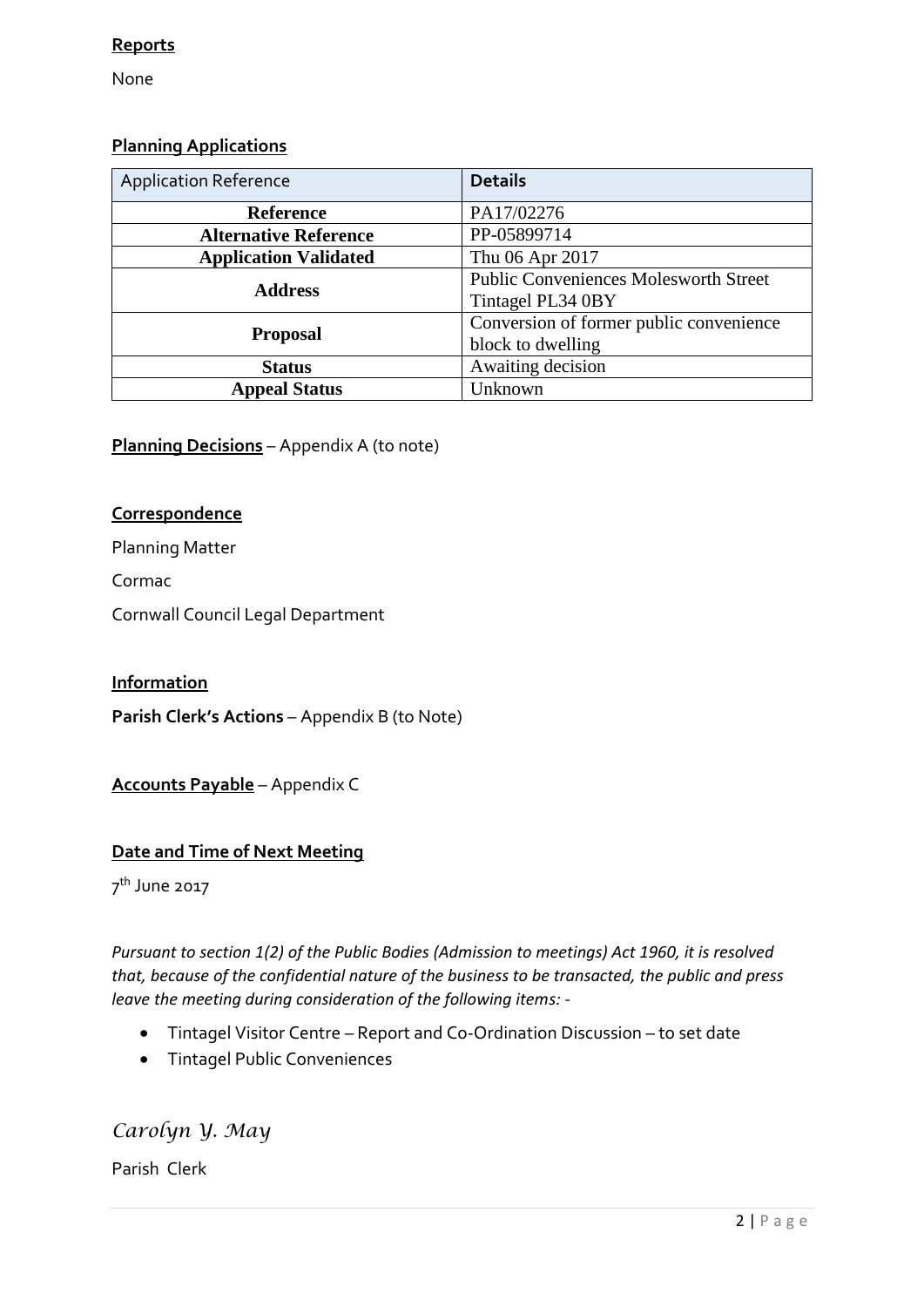**Reports**

None

**Planning Applications**

| Application Reference | Details |
|---|---|
| **Reference** | PA17/02276 |
| **Alternative Reference** | PP-05899714 |
| **Application Validated** | Thu 06 Apr 2017 |
| **Address** | Public Conveniences Molesworth Street Tintagel PL34 0BY |
| **Proposal** | Conversion of former public convenience block to dwelling |
| **Status** | Awaiting decision |
| **Appeal Status** | Unknown |

**Planning Decisions** – Appendix A (to note)

**Correspondence**

Planning Matter

Cormac

Cornwall Council Legal Department

**Information**

**Parish Clerk's Actions** – Appendix B (to Note)

**Accounts Payable** – Appendix C

**Date and Time of Next Meeting**

7th June 2017

*Pursuant to section 1(2) of the Public Bodies (Admission to meetings) Act 1960, it is resolved that, because of the confidential nature of the business to be transacted, the public and press leave the meeting during consideration of the following items: -*

- Tintagel Visitor Centre – Report and Co-Ordination Discussion – to set date
- Tintagel Public Conveniences

*Carolyn Y. May*

Parish Clerk